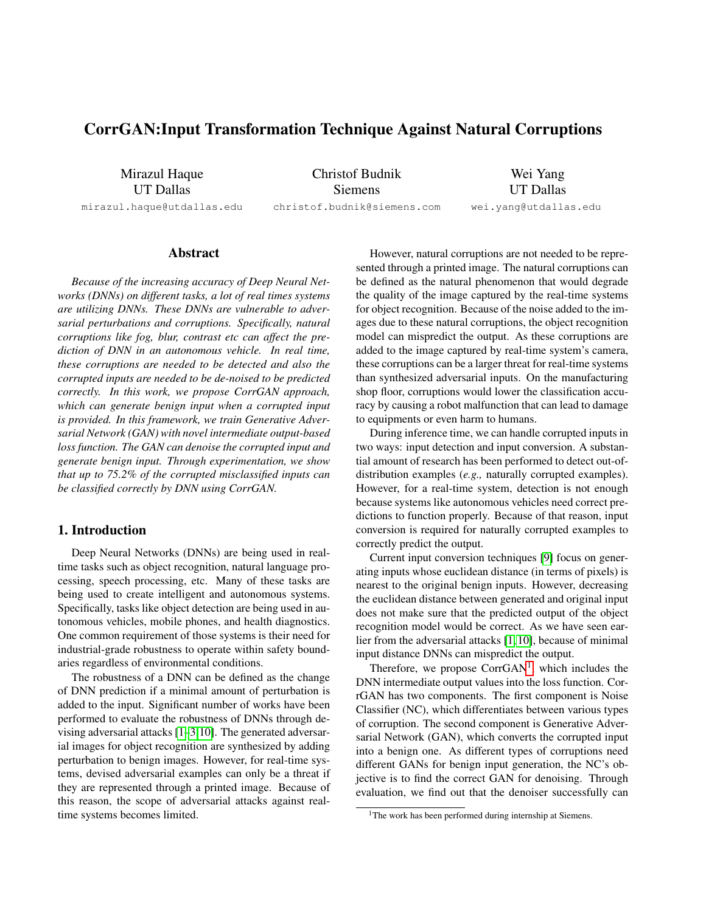# CorrGAN:Input Transformation Technique Against Natural Corruptions

Mirazul Haque
UT Dallas
mirazul.haque@utdallas.edu

Christof Budnik
Siemens
christof.budnik@siemens.com

Wei Yang
UT Dallas
wei.yang@utdallas.edu

## Abstract

*Because of the increasing accuracy of Deep Neural Networks (DNNs) on different tasks, a lot of real times systems are utilizing DNNs. These DNNs are vulnerable to adversarial perturbations and corruptions. Specifically, natural corruptions like fog, blur, contrast etc can affect the prediction of DNN in an autonomous vehicle. In real time, these corruptions are needed to be detected and also the corrupted inputs are needed to be de-noised to be predicted correctly. In this work, we propose CorrGAN approach, which can generate benign input when a corrupted input is provided. In this framework, we train Generative Adversarial Network (GAN) with novel intermediate output-based loss function. The GAN can denoise the corrupted input and generate benign input. Through experimentation, we show that up to 75.2% of the corrupted misclassified inputs can be classified correctly by DNN using CorrGAN.*

## 1. Introduction

Deep Neural Networks (DNNs) are being used in real-time tasks such as object recognition, natural language processing, speech processing, etc. Many of these tasks are being used to create intelligent and autonomous systems. Specifically, tasks like object detection are being used in autonomous vehicles, mobile phones, and health diagnostics. One common requirement of those systems is their need for industrial-grade robustness to operate within safety boundaries regardless of environmental conditions.

The robustness of a DNN can be defined as the change of DNN prediction if a minimal amount of perturbation is added to the input. Significant number of works have been performed to evaluate the robustness of DNNs through devising adversarial attacks [1–3,10]. The generated adversarial images for object recognition are synthesized by adding perturbation to benign images. However, for real-time systems, devised adversarial examples can only be a threat if they are represented through a printed image. Because of this reason, the scope of adversarial attacks against real-time systems becomes limited.

However, natural corruptions are not needed to be represented through a printed image. The natural corruptions can be defined as the natural phenomenon that would degrade the quality of the image captured by the real-time systems for object recognition. Because of the noise added to the images due to these natural corruptions, the object recognition model can mispredict the output. As these corruptions are added to the image captured by real-time system's camera, these corruptions can be a larger threat for real-time systems than synthesized adversarial inputs. On the manufacturing shop floor, corruptions would lower the classification accuracy by causing a robot malfunction that can lead to damage to equipments or even harm to humans.

During inference time, we can handle corrupted inputs in two ways: input detection and input conversion. A substantial amount of research has been performed to detect out-of-distribution examples (*e.g.,* naturally corrupted examples). However, for a real-time system, detection is not enough because systems like autonomous vehicles need correct predictions to function properly. Because of that reason, input conversion is required for naturally corrupted examples to correctly predict the output.

Current input conversion techniques [9] focus on generating inputs whose euclidean distance (in terms of pixels) is nearest to the original benign inputs. However, decreasing the euclidean distance between generated and original input does not make sure that the predicted output of the object recognition model would be correct. As we have seen earlier from the adversarial attacks [1,10], because of minimal input distance DNNs can mispredict the output.

Therefore, we propose CorrGAN[1] which includes the DNN intermediate output values into the loss function. CorrGAN has two components. The first component is Noise Classifier (NC), which differentiates between various types of corruption. The second component is Generative Adversarial Network (GAN), which converts the corrupted input into a benign one. As different types of corruptions need different GANs for benign input generation, the NC's objective is to find the correct GAN for denoising. Through evaluation, we find out that the denoiser successfully can

[1]The work has been performed during internship at Siemens.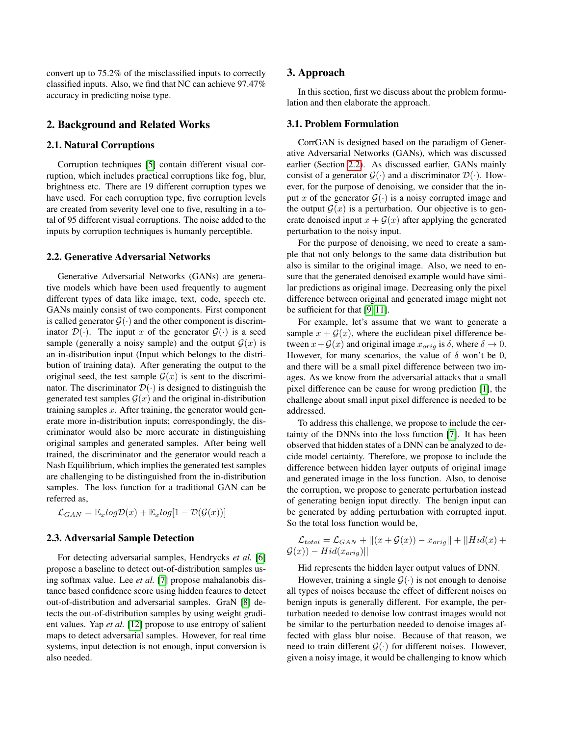convert up to 75.2% of the misclassified inputs to correctly classified inputs. Also, we find that NC can achieve 97.47% accuracy in predicting noise type.

## 2. Background and Related Works

### 2.1. Natural Corruptions

Corruption techniques [5] contain different visual corruption, which includes practical corruptions like fog, blur, brightness etc. There are 19 different corruption types we have used. For each corruption type, five corruption levels are created from severity level one to five, resulting in a total of 95 different visual corruptions. The noise added to the inputs by corruption techniques is humanly perceptible.

### 2.2. Generative Adversarial Networks

Generative Adversarial Networks (GANs) are generative models which have been used frequently to augment different types of data like image, text, code, speech etc. GANs mainly consist of two components. First component is called generator $\mathcal{G}(\cdot)$ and the other component is discriminator $\mathcal{D}(\cdot)$. The input $x$ of the generator $\mathcal{G}(\cdot)$ is a seed sample (generally a noisy sample) and the output $\mathcal{G}(x)$ is an in-distribution input (Input which belongs to the distribution of training data). After generating the output to the original seed, the test sample $\mathcal{G}(x)$ is sent to the discriminator. The discriminator $\mathcal{D}(\cdot)$ is designed to distinguish the generated test samples $\mathcal{G}(x)$ and the original in-distribution training samples $x$. After training, the generator would generate more in-distribution inputs; correspondingly, the discriminator would also be more accurate in distinguishing original samples and generated samples. After being well trained, the discriminator and the generator would reach a Nash Equilibrium, which implies the generated test samples are challenging to be distinguished from the in-distribution samples. The loss function for a traditional GAN can be referred as,

$$\mathcal{L}_{GAN} = \mathbb{E}_x log\mathcal{D}(x) + \mathbb{E}_x log[1 - \mathcal{D}(\mathcal{G}(x))]$$

### 2.3. Adversarial Sample Detection

For detecting adversarial samples, Hendrycks *et al.* [6] propose a baseline to detect out-of-distribution samples using softmax value. Lee *et al.* [7] propose mahalanobis distance based confidence score using hidden feaures to detect out-of-distribution and adversarial samples. GraN [8] detects the out-of-distribution samples by using weight gradient values. Yap *et al.* [12] propose to use entropy of salient maps to detect adversarial samples. However, for real time systems, input detection is not enough, input conversion is also needed.

## 3. Approach

In this section, first we discuss about the problem formulation and then elaborate the approach.

### 3.1. Problem Formulation

CorrGAN is designed based on the paradigm of Generative Adversarial Networks (GANs), which was discussed earlier (Section 2.2). As discussed earlier, GANs mainly consist of a generator $\mathcal{G}(\cdot)$ and a discriminator $\mathcal{D}(\cdot)$. However, for the purpose of denoising, we consider that the input $x$ of the generator $\mathcal{G}(\cdot)$ is a noisy corrupted image and the output $\mathcal{G}(x)$ is a perturbation. Our objective is to generate denoised input $x + \mathcal{G}(x)$ after applying the generated perturbation to the noisy input.

For the purpose of denoising, we need to create a sample that not only belongs to the same data distribution but also is similar to the original image. Also, we need to ensure that the generated denoised example would have similar predictions as original image. Decreasing only the pixel difference between original and generated image might not be sufficient for that [9, 11].

For example, let's assume that we want to generate a sample $x + \mathcal{G}(x)$, where the euclidean pixel difference between $x + \mathcal{G}(x)$ and original image $x_{orig}$ is $\delta$, where $\delta \to 0$. However, for many scenarios, the value of $\delta$ won't be 0, and there will be a small pixel difference between two images. As we know from the adversarial attacks that a small pixel difference can be cause for wrong prediction [1], the challenge about small input pixel difference is needed to be addressed.

To address this challenge, we propose to include the certainty of the DNNs into the loss function [7]. It has been observed that hidden states of a DNN can be analyzed to decide model certainty. Therefore, we propose to include the difference between hidden layer outputs of original image and generated image in the loss function. Also, to denoise the corruption, we propose to generate perturbation instead of generating benign input directly. The benign input can be generated by adding perturbation with corrupted input. So the total loss function would be,

$$\mathcal{L}_{total} = \mathcal{L}_{GAN} + ||(x + \mathcal{G}(x)) - x_{orig}|| + ||Hid(x) + \mathcal{G}(x)) - Hid(x_{orig})||$$

Hid represents the hidden layer output values of DNN.

However, training a single $\mathcal{G}(\cdot)$ is not enough to denoise all types of noises because the effect of different noises on benign inputs is generally different. For example, the perturbation needed to denoise low contrast images would not be similar to the perturbation needed to denoise images affected with glass blur noise. Because of that reason, we need to train different $\mathcal{G}(\cdot)$ for different noises. However, given a noisy image, it would be challenging to know which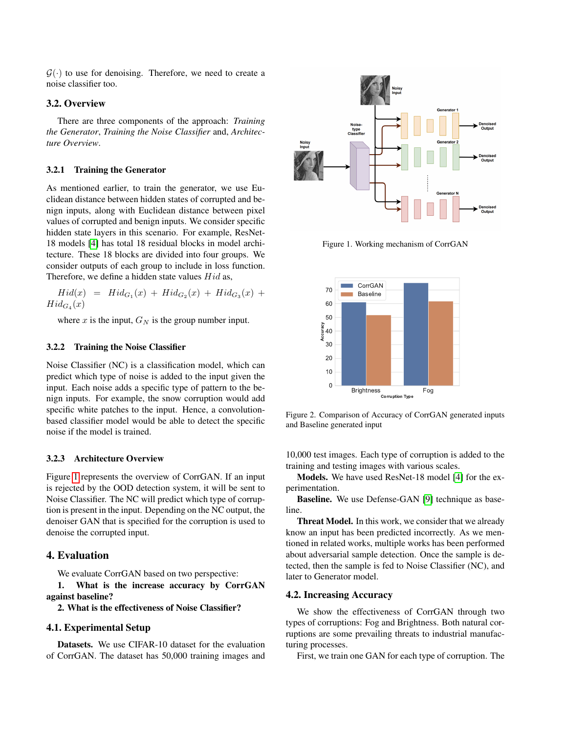$\mathcal{G}(\cdot)$ to use for denoising. Therefore, we need to create a noise classifier too.

## 3.2. Overview

There are three components of the approach: *Training the Generator*, *Training the Noise Classifier* and, *Architecture Overview*.

### 3.2.1 Training the Generator

As mentioned earlier, to train the generator, we use Euclidean distance between hidden states of corrupted and benign inputs, along with Euclidean distance between pixel values of corrupted and benign inputs. We consider specific hidden state layers in this scenario. For example, ResNet-18 models [4] has total 18 residual blocks in model architecture. These 18 blocks are divided into four groups. We consider outputs of each group to include in loss function. Therefore, we define a hidden state values $Hid$ as,

$$Hid(x) = Hid_{G_1}(x) + Hid_{G_2}(x) + Hid_{G_3}(x) + Hid_{G_4}(x)$$

where $x$ is the input, $G_N$ is the group number input.

### 3.2.2 Training the Noise Classifier

Noise Classifier (NC) is a classification model, which can predict which type of noise is added to the input given the input. Each noise adds a specific type of pattern to the benign inputs. For example, the snow corruption would add specific white patches to the input. Hence, a convolution-based classifier model would be able to detect the specific noise if the model is trained.

### 3.2.3 Architecture Overview

Figure 1 represents the overview of CorrGAN. If an input is rejected by the OOD detection system, it will be sent to Noise Classifier. The NC will predict which type of corruption is present in the input. Depending on the NC output, the denoiser GAN that is specified for the corruption is used to denoise the corrupted input.

# 4. Evaluation

We evaluate CorrGAN based on two perspective:

**1. What is the increase accuracy by CorrGAN against baseline?**

**2. What is the effectiveness of Noise Classifier?**

## 4.1. Experimental Setup

**Datasets.** We use CIFAR-10 dataset for the evaluation of CorrGAN. The dataset has 50,000 training images and 10,000 test images. Each type of corruption is added to the training and testing images with various scales.

**Models.** We have used ResNet-18 model [4] for the experimentation.

**Baseline.** We use Defense-GAN [9] technique as baseline.

**Threat Model.** In this work, we consider that we already know an input has been predicted incorrectly. As we mentioned in related works, multiple works has been performed about adversarial sample detection. Once the sample is detected, then the sample is fed to Noise Classifier (NC), and later to Generator model.

Figure 1. Working mechanism of CorrGAN

Figure 2. Comparison of Accuracy of CorrGAN generated inputs and Baseline generated input

## 4.2. Increasing Accuracy

We show the effectiveness of CorrGAN through two types of corruptions: Fog and Brightness. Both natural corruptions are some prevailing threats to industrial manufacturing processes.

First, we train one GAN for each type of corruption. The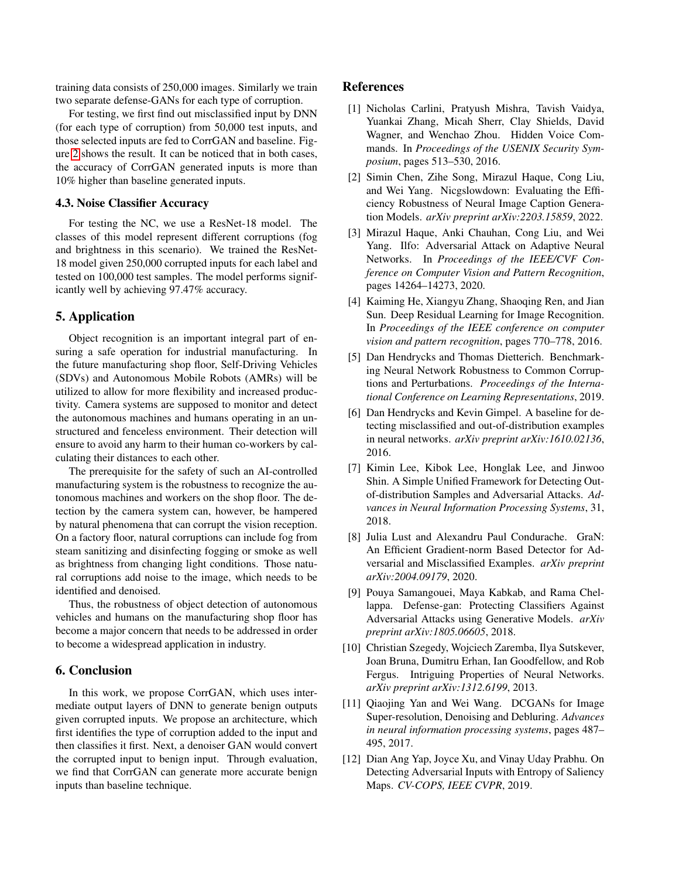training data consists of 250,000 images. Similarly we train two separate defense-GANs for each type of corruption.

For testing, we first find out misclassified input by DNN (for each type of corruption) from 50,000 test inputs, and those selected inputs are fed to CorrGAN and baseline. Figure 2 shows the result. It can be noticed that in both cases, the accuracy of CorrGAN generated inputs is more than 10% higher than baseline generated inputs.

### 4.3. Noise Classifier Accuracy

For testing the NC, we use a ResNet-18 model. The classes of this model represent different corruptions (fog and brightness in this scenario). We trained the ResNet-18 model given 250,000 corrupted inputs for each label and tested on 100,000 test samples. The model performs significantly well by achieving 97.47% accuracy.

## 5. Application

Object recognition is an important integral part of ensuring a safe operation for industrial manufacturing. In the future manufacturing shop floor, Self-Driving Vehicles (SDVs) and Autonomous Mobile Robots (AMRs) will be utilized to allow for more flexibility and increased productivity. Camera systems are supposed to monitor and detect the autonomous machines and humans operating in an unstructured and fenceless environment. Their detection will ensure to avoid any harm to their human co-workers by calculating their distances to each other.

The prerequisite for the safety of such an AI-controlled manufacturing system is the robustness to recognize the autonomous machines and workers on the shop floor. The detection by the camera system can, however, be hampered by natural phenomena that can corrupt the vision reception. On a factory floor, natural corruptions can include fog from steam sanitizing and disinfecting fogging or smoke as well as brightness from changing light conditions. Those natural corruptions add noise to the image, which needs to be identified and denoised.

Thus, the robustness of object detection of autonomous vehicles and humans on the manufacturing shop floor has become a major concern that needs to be addressed in order to become a widespread application in industry.

## 6. Conclusion

In this work, we propose CorrGAN, which uses intermediate output layers of DNN to generate benign outputs given corrupted inputs. We propose an architecture, which first identifies the type of corruption added to the input and then classifies it first. Next, a denoiser GAN would convert the corrupted input to benign input. Through evaluation, we find that CorrGAN can generate more accurate benign inputs than baseline technique.

## References

[1] Nicholas Carlini, Pratyush Mishra, Tavish Vaidya, Yuankai Zhang, Micah Sherr, Clay Shields, David Wagner, and Wenchao Zhou. Hidden Voice Commands. In *Proceedings of the USENIX Security Symposium*, pages 513–530, 2016.

[2] Simin Chen, Zihe Song, Mirazul Haque, Cong Liu, and Wei Yang. Nicgslowdown: Evaluating the Efficiency Robustness of Neural Image Caption Generation Models. *arXiv preprint arXiv:2203.15859*, 2022.

[3] Mirazul Haque, Anki Chauhan, Cong Liu, and Wei Yang. Ilfo: Adversarial Attack on Adaptive Neural Networks. In *Proceedings of the IEEE/CVF Conference on Computer Vision and Pattern Recognition*, pages 14264–14273, 2020.

[4] Kaiming He, Xiangyu Zhang, Shaoqing Ren, and Jian Sun. Deep Residual Learning for Image Recognition. In *Proceedings of the IEEE conference on computer vision and pattern recognition*, pages 770–778, 2016.

[5] Dan Hendrycks and Thomas Dietterich. Benchmarking Neural Network Robustness to Common Corruptions and Perturbations. *Proceedings of the International Conference on Learning Representations*, 2019.

[6] Dan Hendrycks and Kevin Gimpel. A baseline for detecting misclassified and out-of-distribution examples in neural networks. *arXiv preprint arXiv:1610.02136*, 2016.

[7] Kimin Lee, Kibok Lee, Honglak Lee, and Jinwoo Shin. A Simple Unified Framework for Detecting Out-of-distribution Samples and Adversarial Attacks. *Advances in Neural Information Processing Systems*, 31, 2018.

[8] Julia Lust and Alexandru Paul Condurache. GraN: An Efficient Gradient-norm Based Detector for Adversarial and Misclassified Examples. *arXiv preprint arXiv:2004.09179*, 2020.

[9] Pouya Samangouei, Maya Kabkab, and Rama Chellappa. Defense-gan: Protecting Classifiers Against Adversarial Attacks using Generative Models. *arXiv preprint arXiv:1805.06605*, 2018.

[10] Christian Szegedy, Wojciech Zaremba, Ilya Sutskever, Joan Bruna, Dumitru Erhan, Ian Goodfellow, and Rob Fergus. Intriguing Properties of Neural Networks. *arXiv preprint arXiv:1312.6199*, 2013.

[11] Qiaojing Yan and Wei Wang. DCGANs for Image Super-resolution, Denoising and Debluring. *Advances in neural information processing systems*, pages 487–495, 2017.

[12] Dian Ang Yap, Joyce Xu, and Vinay Uday Prabhu. On Detecting Adversarial Inputs with Entropy of Saliency Maps. *CV-COPS, IEEE CVPR*, 2019.